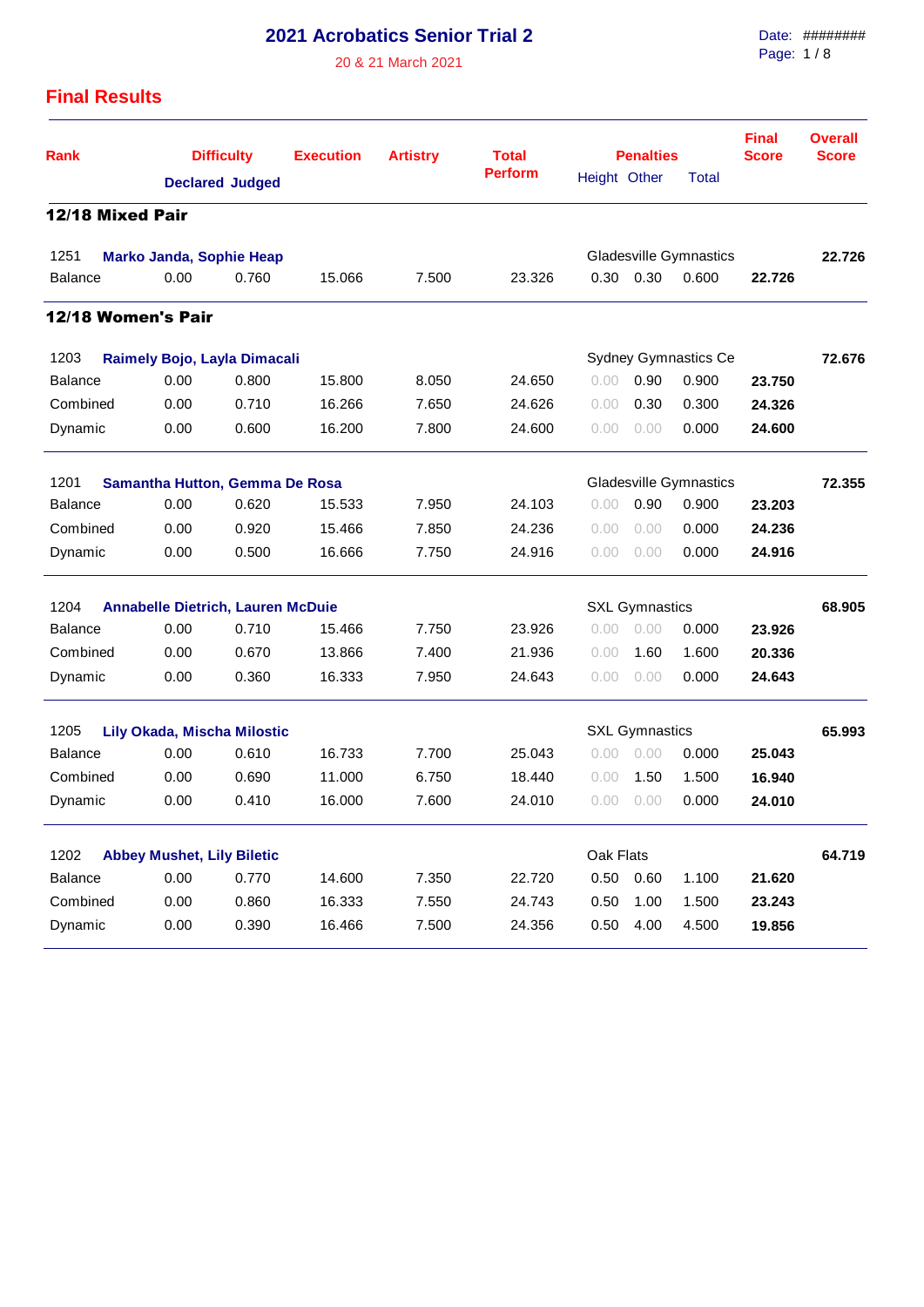# 2021 Acrobatics Senior Trial 2

20 & 21 March 2021

## Final Results

| Rank | Difficulty | | Execution | Artistry | Total Perform | Penalties | | | Final Score | Overall Score |
|---|---|---|---|---|---|---|---|---|---|---|
| | Declared | Judged | | | | Height | Other | Total | | |

### 12/18 Mixed Pair

| Rank | Declared | Judged | Execution | Artistry | Total Perform | Height | Other | Total | Final Score | Overall Score |
|---|---|---|---|---|---|---|---|---|---|---|
| 1251 **Marko Janda, Sophie Heap** | | | | | | Gladesville Gymnastics | | | | **22.726** |
| Balance | 0.00 | 0.760 | 15.066 | 7.500 | 23.326 | 0.30 | 0.30 | 0.600 | **22.726** | |

### 12/18 Women's Pair

| Rank | Declared | Judged | Execution | Artistry | Total Perform | Height | Other | Total | Final Score | Overall Score |
|---|---|---|---|---|---|---|---|---|---|---|
| 1203 **Raimely Bojo, Layla Dimacali** | | | | | | Sydney Gymnastics Ce | | | | **72.676** |
| Balance | 0.00 | 0.800 | 15.800 | 8.050 | 24.650 | 0.00 | 0.90 | 0.900 | **23.750** | |
| Combined | 0.00 | 0.710 | 16.266 | 7.650 | 24.626 | 0.00 | 0.30 | 0.300 | **24.326** | |
| Dynamic | 0.00 | 0.600 | 16.200 | 7.800 | 24.600 | 0.00 | 0.00 | 0.000 | **24.600** | |
| 1201 **Samantha Hutton, Gemma De Rosa** | | | | | | Gladesville Gymnastics | | | | **72.355** |
| Balance | 0.00 | 0.620 | 15.533 | 7.950 | 24.103 | 0.00 | 0.90 | 0.900 | **23.203** | |
| Combined | 0.00 | 0.920 | 15.466 | 7.850 | 24.236 | 0.00 | 0.00 | 0.000 | **24.236** | |
| Dynamic | 0.00 | 0.500 | 16.666 | 7.750 | 24.916 | 0.00 | 0.00 | 0.000 | **24.916** | |
| 1204 **Annabelle Dietrich, Lauren McDuie** | | | | | | SXL Gymnastics | | | | **68.905** |
| Balance | 0.00 | 0.710 | 15.466 | 7.750 | 23.926 | 0.00 | 0.00 | 0.000 | **23.926** | |
| Combined | 0.00 | 0.670 | 13.866 | 7.400 | 21.936 | 0.00 | 1.60 | 1.600 | **20.336** | |
| Dynamic | 0.00 | 0.360 | 16.333 | 7.950 | 24.643 | 0.00 | 0.00 | 0.000 | **24.643** | |
| 1205 **Lily Okada, Mischa Milostic** | | | | | | SXL Gymnastics | | | | **65.993** |
| Balance | 0.00 | 0.610 | 16.733 | 7.700 | 25.043 | 0.00 | 0.00 | 0.000 | **25.043** | |
| Combined | 0.00 | 0.690 | 11.000 | 6.750 | 18.440 | 0.00 | 1.50 | 1.500 | **16.940** | |
| Dynamic | 0.00 | 0.410 | 16.000 | 7.600 | 24.010 | 0.00 | 0.00 | 0.000 | **24.010** | |
| 1202 **Abbey Mushet, Lily Biletic** | | | | | | Oak Flats | | | | **64.719** |
| Balance | 0.00 | 0.770 | 14.600 | 7.350 | 22.720 | 0.50 | 0.60 | 1.100 | **21.620** | |
| Combined | 0.00 | 0.860 | 16.333 | 7.550 | 24.743 | 0.50 | 1.00 | 1.500 | **23.243** | |
| Dynamic | 0.00 | 0.390 | 16.466 | 7.500 | 24.356 | 0.50 | 4.00 | 4.500 | **19.856** | |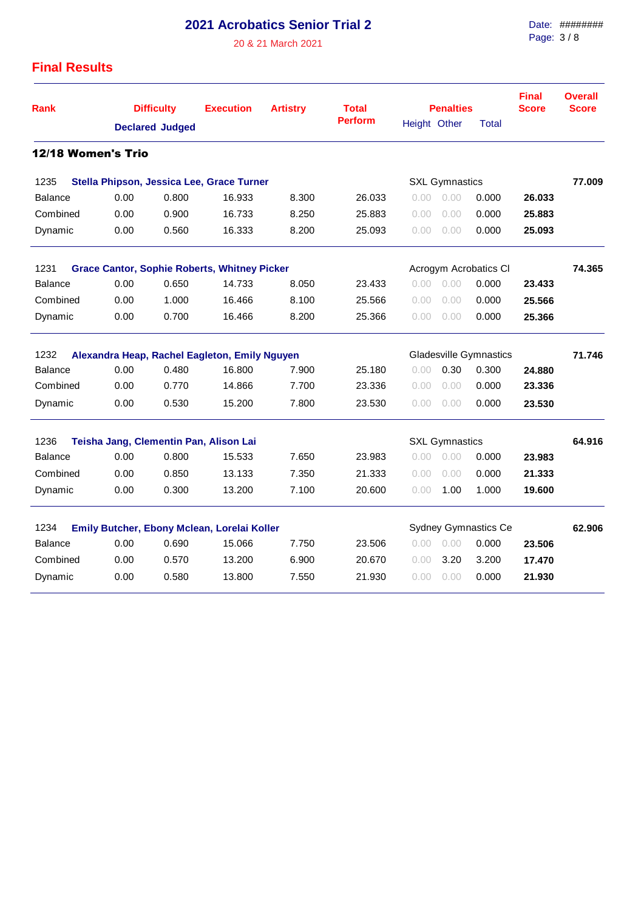# 2021 Acrobatics Senior Trial 2

20 & 21 March 2021

Date: ########

## Final Results

| Rank | Difficulty Declared | Difficulty Judged | Execution | Artistry | Total Perform | Penalties Height | Penalties Other | Penalties Total | Final Score | Overall Score |
|---|---|---|---|---|---|---|---|---|---|---|

### 12/18 Women's Trio

| Rank | Difficulty Declared | Difficulty Judged | Execution | Artistry | Total Perform | Penalties Height | Penalties Other | Penalties Total | Final Score | Overall Score |
|---|---|---|---|---|---|---|---|---|---|---|
| 1235 **Stella Phipson, Jessica Lee, Grace Turner** | | | | | | SXL Gymnastics | | | | **77.009** |
| Balance | 0.00 | 0.800 | 16.933 | 8.300 | 26.033 | 0.00 | 0.00 | 0.000 | **26.033** | |
| Combined | 0.00 | 0.900 | 16.733 | 8.250 | 25.883 | 0.00 | 0.00 | 0.000 | **25.883** | |
| Dynamic | 0.00 | 0.560 | 16.333 | 8.200 | 25.093 | 0.00 | 0.00 | 0.000 | **25.093** | |
| 1231 **Grace Cantor, Sophie Roberts, Whitney Picker** | | | | | | Acrogym Acrobatics Cl | | | | **74.365** |
| Balance | 0.00 | 0.650 | 14.733 | 8.050 | 23.433 | 0.00 | 0.00 | 0.000 | **23.433** | |
| Combined | 0.00 | 1.000 | 16.466 | 8.100 | 25.566 | 0.00 | 0.00 | 0.000 | **25.566** | |
| Dynamic | 0.00 | 0.700 | 16.466 | 8.200 | 25.366 | 0.00 | 0.00 | 0.000 | **25.366** | |
| 1232 **Alexandra Heap, Rachel Eagleton, Emily Nguyen** | | | | | | Gladesville Gymnastics | | | | **71.746** |
| Balance | 0.00 | 0.480 | 16.800 | 7.900 | 25.180 | 0.00 | 0.30 | 0.300 | **24.880** | |
| Combined | 0.00 | 0.770 | 14.866 | 7.700 | 23.336 | 0.00 | 0.00 | 0.000 | **23.336** | |
| Dynamic | 0.00 | 0.530 | 15.200 | 7.800 | 23.530 | 0.00 | 0.00 | 0.000 | **23.530** | |
| 1236 **Teisha Jang, Clementin Pan, Alison Lai** | | | | | | SXL Gymnastics | | | | **64.916** |
| Balance | 0.00 | 0.800 | 15.533 | 7.650 | 23.983 | 0.00 | 0.00 | 0.000 | **23.983** | |
| Combined | 0.00 | 0.850 | 13.133 | 7.350 | 21.333 | 0.00 | 0.00 | 0.000 | **21.333** | |
| Dynamic | 0.00 | 0.300 | 13.200 | 7.100 | 20.600 | 0.00 | 1.00 | 1.000 | **19.600** | |
| 1234 **Emily Butcher, Ebony Mclean, Lorelai Koller** | | | | | | Sydney Gymnastics Ce | | | | **62.906** |
| Balance | 0.00 | 0.690 | 15.066 | 7.750 | 23.506 | 0.00 | 0.00 | 0.000 | **23.506** | |
| Combined | 0.00 | 0.570 | 13.200 | 6.900 | 20.670 | 0.00 | 3.20 | 3.200 | **17.470** | |
| Dynamic | 0.00 | 0.580 | 13.800 | 7.550 | 21.930 | 0.00 | 0.00 | 0.000 | **21.930** | |